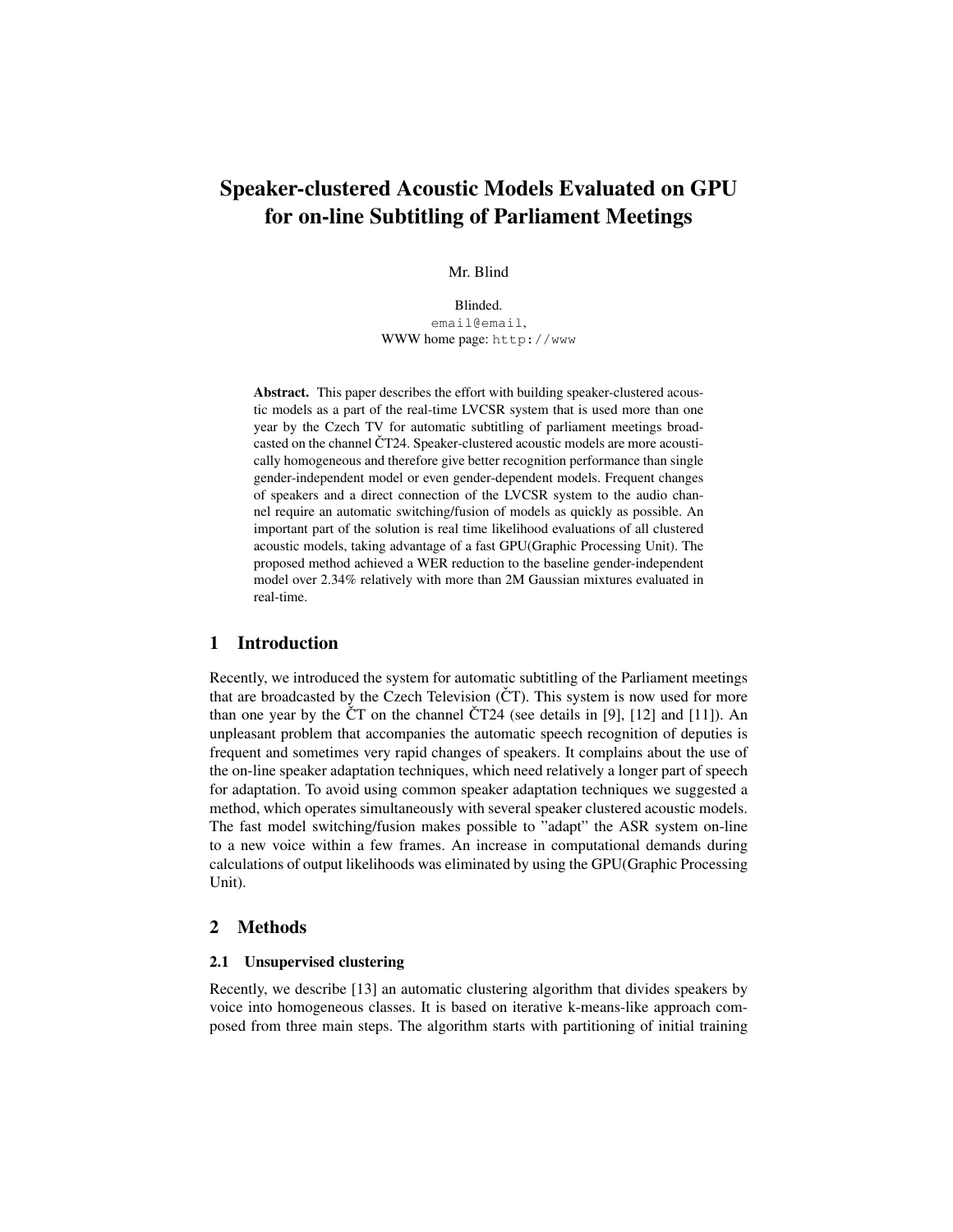# Speaker-clustered Acoustic Models Evaluated on GPU for on-line Subtitling of Parliament Meetings

Mr. Blind

Blinded.
email@email,
WWW home page: http://www

**Abstract.** This paper describes the effort with building speaker-clustered acoustic models as a part of the real-time LVCSR system that is used more than one year by the Czech TV for automatic subtitling of parliament meetings broadcasted on the channel ČT24. Speaker-clustered acoustic models are more acoustically homogeneous and therefore give better recognition performance than single gender-independent model or even gender-dependent models. Frequent changes of speakers and a direct connection of the LVCSR system to the audio channel require an automatic switching/fusion of models as quickly as possible. An important part of the solution is real time likelihood evaluations of all clustered acoustic models, taking advantage of a fast GPU(Graphic Processing Unit). The proposed method achieved a WER reduction to the baseline gender-independent model over 2.34% relatively with more than 2M Gaussian mixtures evaluated in real-time.

## 1 Introduction

Recently, we introduced the system for automatic subtitling of the Parliament meetings that are broadcasted by the Czech Television (ČT). This system is now used for more than one year by the ČT on the channel ČT24 (see details in [9], [12] and [11]). An unpleasant problem that accompanies the automatic speech recognition of deputies is frequent and sometimes very rapid changes of speakers. It complains about the use of the on-line speaker adaptation techniques, which need relatively a longer part of speech for adaptation. To avoid using common speaker adaptation techniques we suggested a method, which operates simultaneously with several speaker clustered acoustic models. The fast model switching/fusion makes possible to "adapt" the ASR system on-line to a new voice within a few frames. An increase in computational demands during calculations of output likelihoods was eliminated by using the GPU(Graphic Processing Unit).

## 2 Methods

### 2.1 Unsupervised clustering

Recently, we describe [13] an automatic clustering algorithm that divides speakers by voice into homogeneous classes. It is based on iterative k-means-like approach composed from three main steps. The algorithm starts with partitioning of initial training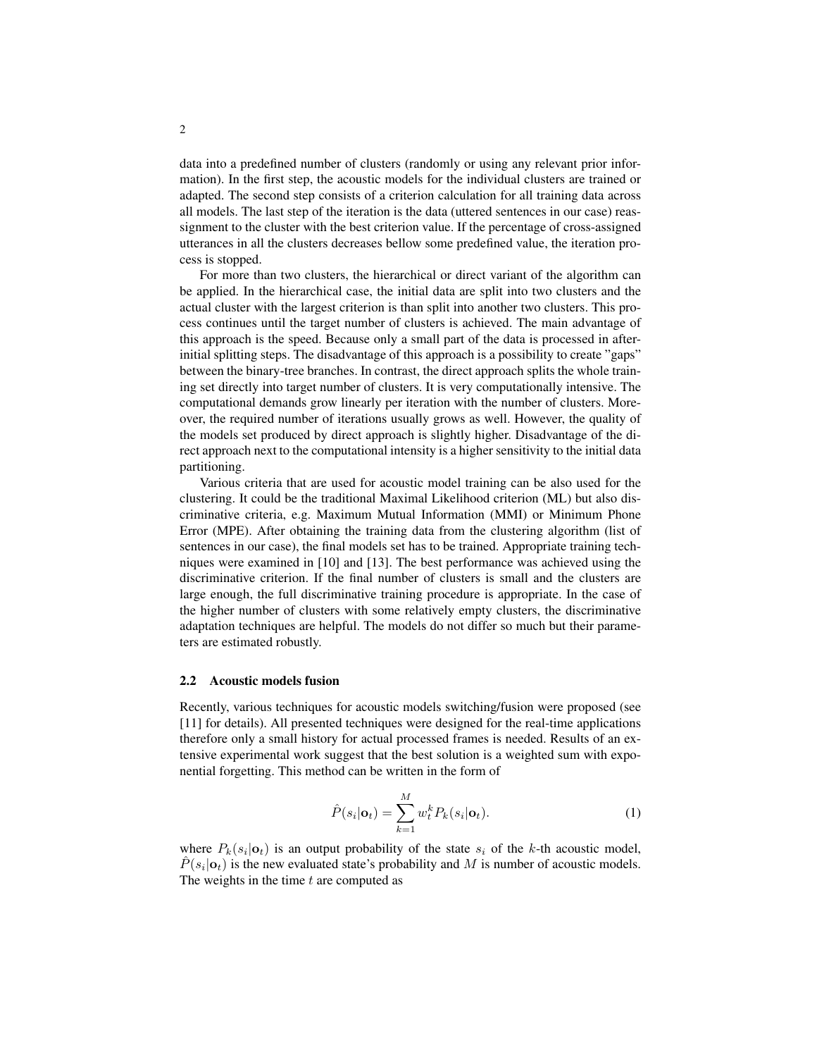data into a predefined number of clusters (randomly or using any relevant prior information). In the first step, the acoustic models for the individual clusters are trained or adapted. The second step consists of a criterion calculation for all training data across all models. The last step of the iteration is the data (uttered sentences in our case) reassignment to the cluster with the best criterion value. If the percentage of cross-assigned utterances in all the clusters decreases bellow some predefined value, the iteration process is stopped.

For more than two clusters, the hierarchical or direct variant of the algorithm can be applied. In the hierarchical case, the initial data are split into two clusters and the actual cluster with the largest criterion is than split into another two clusters. This process continues until the target number of clusters is achieved. The main advantage of this approach is the speed. Because only a small part of the data is processed in after-initial splitting steps. The disadvantage of this approach is a possibility to create "gaps" between the binary-tree branches. In contrast, the direct approach splits the whole training set directly into target number of clusters. It is very computationally intensive. The computational demands grow linearly per iteration with the number of clusters. Moreover, the required number of iterations usually grows as well. However, the quality of the models set produced by direct approach is slightly higher. Disadvantage of the direct approach next to the computational intensity is a higher sensitivity to the initial data partitioning.

Various criteria that are used for acoustic model training can be also used for the clustering. It could be the traditional Maximal Likelihood criterion (ML) but also discriminative criteria, e.g. Maximum Mutual Information (MMI) or Minimum Phone Error (MPE). After obtaining the training data from the clustering algorithm (list of sentences in our case), the final models set has to be trained. Appropriate training techniques were examined in [10] and [13]. The best performance was achieved using the discriminative criterion. If the final number of clusters is small and the clusters are large enough, the full discriminative training procedure is appropriate. In the case of the higher number of clusters with some relatively empty clusters, the discriminative adaptation techniques are helpful. The models do not differ so much but their parameters are estimated robustly.

### 2.2 Acoustic models fusion

Recently, various techniques for acoustic models switching/fusion were proposed (see [11] for details). All presented techniques were designed for the real-time applications therefore only a small history for actual processed frames is needed. Results of an extensive experimental work suggest that the best solution is a weighted sum with exponential forgetting. This method can be written in the form of

$$\hat{P}(s_i|\mathbf{o}_t) = \sum_{k=1}^{M} w_t^k P_k(s_i|\mathbf{o}_t). \tag{1}$$

where $P_k(s_i|\mathbf{o}_t)$ is an output probability of the state $s_i$ of the $k$-th acoustic model, $\hat{P}(s_i|\mathbf{o}_t)$ is the new evaluated state's probability and $M$ is number of acoustic models. The weights in the time $t$ are computed as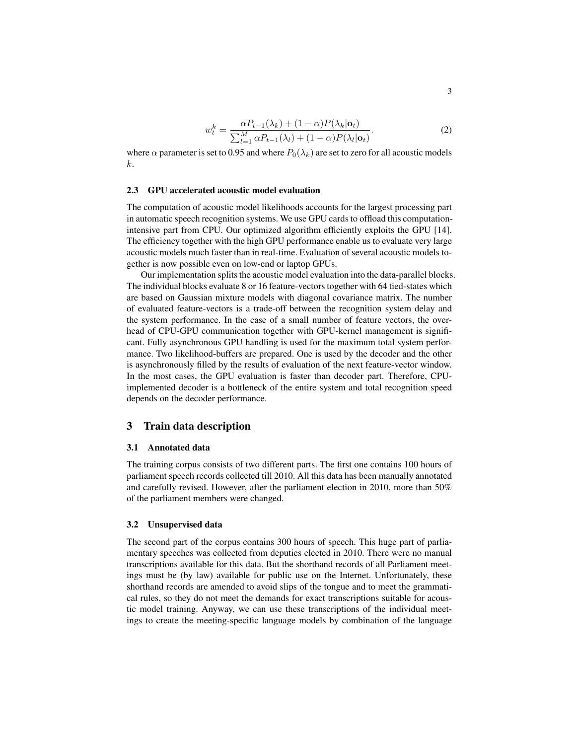$$w_t^k = \frac{\alpha P_{t-1}(\lambda_k) + (1-\alpha)P(\lambda_k|\mathbf{o}_t)}{\sum_{l=1}^{M} \alpha P_{t-1}(\lambda_l) + (1-\alpha)P(\lambda_l|\mathbf{o}_t)}. \tag{2}$$

where $\alpha$ parameter is set to 0.95 and where $P_0(\lambda_k)$ are set to zero for all acoustic models $k$.

### 2.3 GPU accelerated acoustic model evaluation

The computation of acoustic model likelihoods accounts for the largest processing part in automatic speech recognition systems. We use GPU cards to offload this computation-intensive part from CPU. Our optimized algorithm efficiently exploits the GPU [14]. The efficiency together with the high GPU performance enable us to evaluate very large acoustic models much faster than in real-time. Evaluation of several acoustic models together is now possible even on low-end or laptop GPUs.

Our implementation splits the acoustic model evaluation into the data-parallel blocks. The individual blocks evaluate 8 or 16 feature-vectors together with 64 tied-states which are based on Gaussian mixture models with diagonal covariance matrix. The number of evaluated feature-vectors is a trade-off between the recognition system delay and the system performance. In the case of a small number of feature vectors, the overhead of CPU-GPU communication together with GPU-kernel management is significant. Fully asynchronous GPU handling is used for the maximum total system performance. Two likelihood-buffers are prepared. One is used by the decoder and the other is asynchronously filled by the results of evaluation of the next feature-vector window. In the most cases, the GPU evaluation is faster than decoder part. Therefore, CPU-implemented decoder is a bottleneck of the entire system and total recognition speed depends on the decoder performance.

## 3 Train data description

### 3.1 Annotated data

The training corpus consists of two different parts. The first one contains 100 hours of parliament speech records collected till 2010. All this data has been manually annotated and carefully revised. However, after the parliament election in 2010, more than 50% of the parliament members were changed.

### 3.2 Unsupervised data

The second part of the corpus contains 300 hours of speech. This huge part of parliamentary speeches was collected from deputies elected in 2010. There were no manual transcriptions available for this data. But the shorthand records of all Parliament meetings must be (by law) available for public use on the Internet. Unfortunately, these shorthand records are amended to avoid slips of the tongue and to meet the grammatical rules, so they do not meet the demands for exact transcriptions suitable for acoustic model training. Anyway, we can use these transcriptions of the individual meetings to create the meeting-specific language models by combination of the language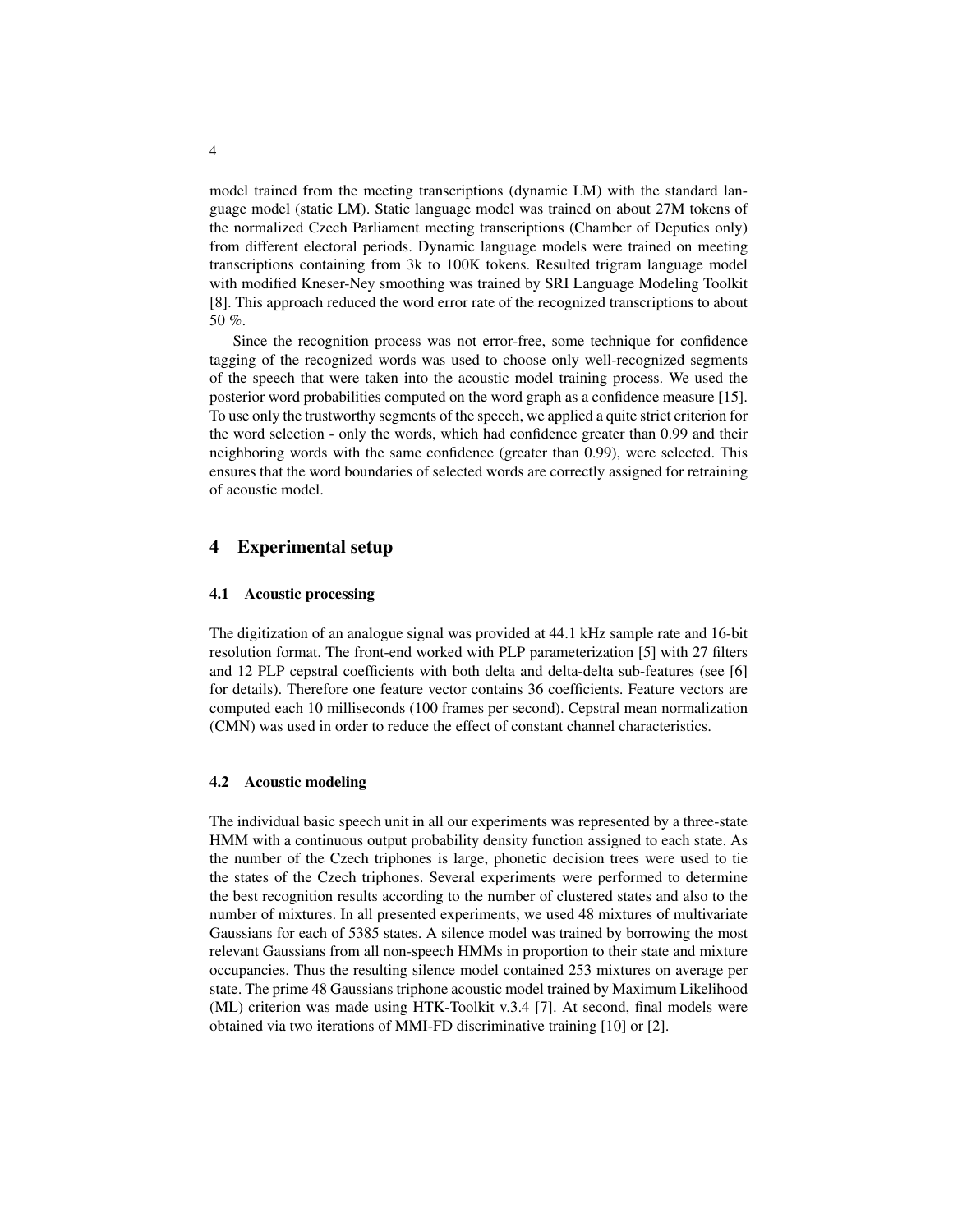model trained from the meeting transcriptions (dynamic LM) with the standard language model (static LM). Static language model was trained on about 27M tokens of the normalized Czech Parliament meeting transcriptions (Chamber of Deputies only) from different electoral periods. Dynamic language models were trained on meeting transcriptions containing from 3k to 100K tokens. Resulted trigram language model with modified Kneser-Ney smoothing was trained by SRI Language Modeling Toolkit [8]. This approach reduced the word error rate of the recognized transcriptions to about 50 %.

Since the recognition process was not error-free, some technique for confidence tagging of the recognized words was used to choose only well-recognized segments of the speech that were taken into the acoustic model training process. We used the posterior word probabilities computed on the word graph as a confidence measure [15]. To use only the trustworthy segments of the speech, we applied a quite strict criterion for the word selection - only the words, which had confidence greater than 0.99 and their neighboring words with the same confidence (greater than 0.99), were selected. This ensures that the word boundaries of selected words are correctly assigned for retraining of acoustic model.

## 4 Experimental setup

### 4.1 Acoustic processing

The digitization of an analogue signal was provided at 44.1 kHz sample rate and 16-bit resolution format. The front-end worked with PLP parameterization [5] with 27 filters and 12 PLP cepstral coefficients with both delta and delta-delta sub-features (see [6] for details). Therefore one feature vector contains 36 coefficients. Feature vectors are computed each 10 milliseconds (100 frames per second). Cepstral mean normalization (CMN) was used in order to reduce the effect of constant channel characteristics.

### 4.2 Acoustic modeling

The individual basic speech unit in all our experiments was represented by a three-state HMM with a continuous output probability density function assigned to each state. As the number of the Czech triphones is large, phonetic decision trees were used to tie the states of the Czech triphones. Several experiments were performed to determine the best recognition results according to the number of clustered states and also to the number of mixtures. In all presented experiments, we used 48 mixtures of multivariate Gaussians for each of 5385 states. A silence model was trained by borrowing the most relevant Gaussians from all non-speech HMMs in proportion to their state and mixture occupancies. Thus the resulting silence model contained 253 mixtures on average per state. The prime 48 Gaussians triphone acoustic model trained by Maximum Likelihood (ML) criterion was made using HTK-Toolkit v.3.4 [7]. At second, final models were obtained via two iterations of MMI-FD discriminative training [10] or [2].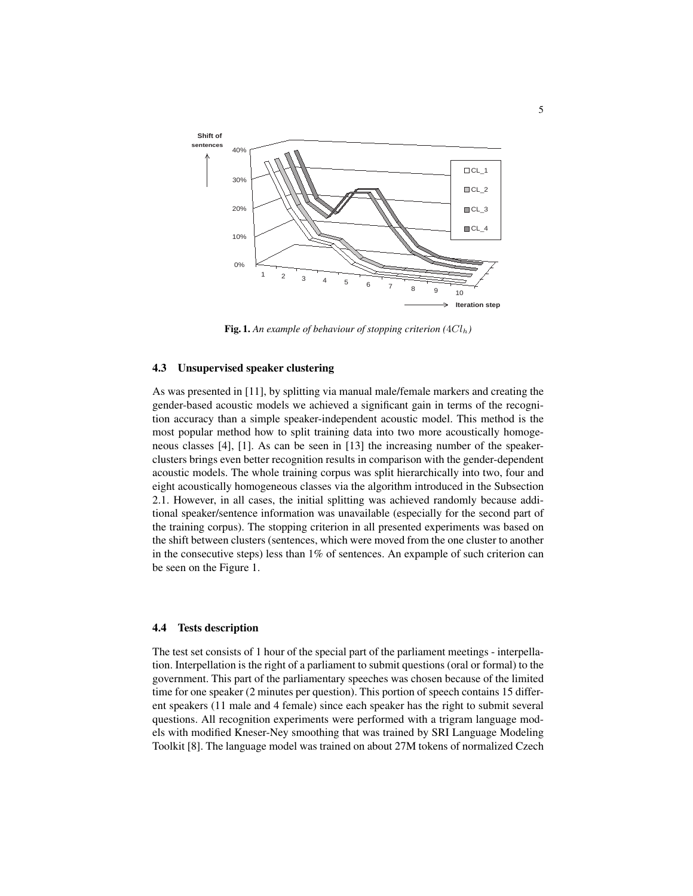**Fig. 1.** *An example of behaviour of stopping criterion ($4Cl_h$)*

### 4.3 Unsupervised speaker clustering

As was presented in [11], by splitting via manual male/female markers and creating the gender-based acoustic models we achieved a significant gain in terms of the recognition accuracy than a simple speaker-independent acoustic model. This method is the most popular method how to split training data into two more acoustically homogeneous classes [4], [1]. As can be seen in [13] the increasing number of the speaker-clusters brings even better recognition results in comparison with the gender-dependent acoustic models. The whole training corpus was split hierarchically into two, four and eight acoustically homogeneous classes via the algorithm introduced in the Subsection 2.1. However, in all cases, the initial splitting was achieved randomly because additional speaker/sentence information was unavailable (especially for the second part of the training corpus). The stopping criterion in all presented experiments was based on the shift between clusters (sentences, which were moved from the one cluster to another in the consecutive steps) less than 1% of sentences. An expample of such criterion can be seen on the Figure 1.

### 4.4 Tests description

The test set consists of 1 hour of the special part of the parliament meetings - interpellation. Interpellation is the right of a parliament to submit questions (oral or formal) to the government. This part of the parliamentary speeches was chosen because of the limited time for one speaker (2 minutes per question). This portion of speech contains 15 different speakers (11 male and 4 female) since each speaker has the right to submit several questions. All recognition experiments were performed with a trigram language models with modified Kneser-Ney smoothing that was trained by SRI Language Modeling Toolkit [8]. The language model was trained on about 27M tokens of normalized Czech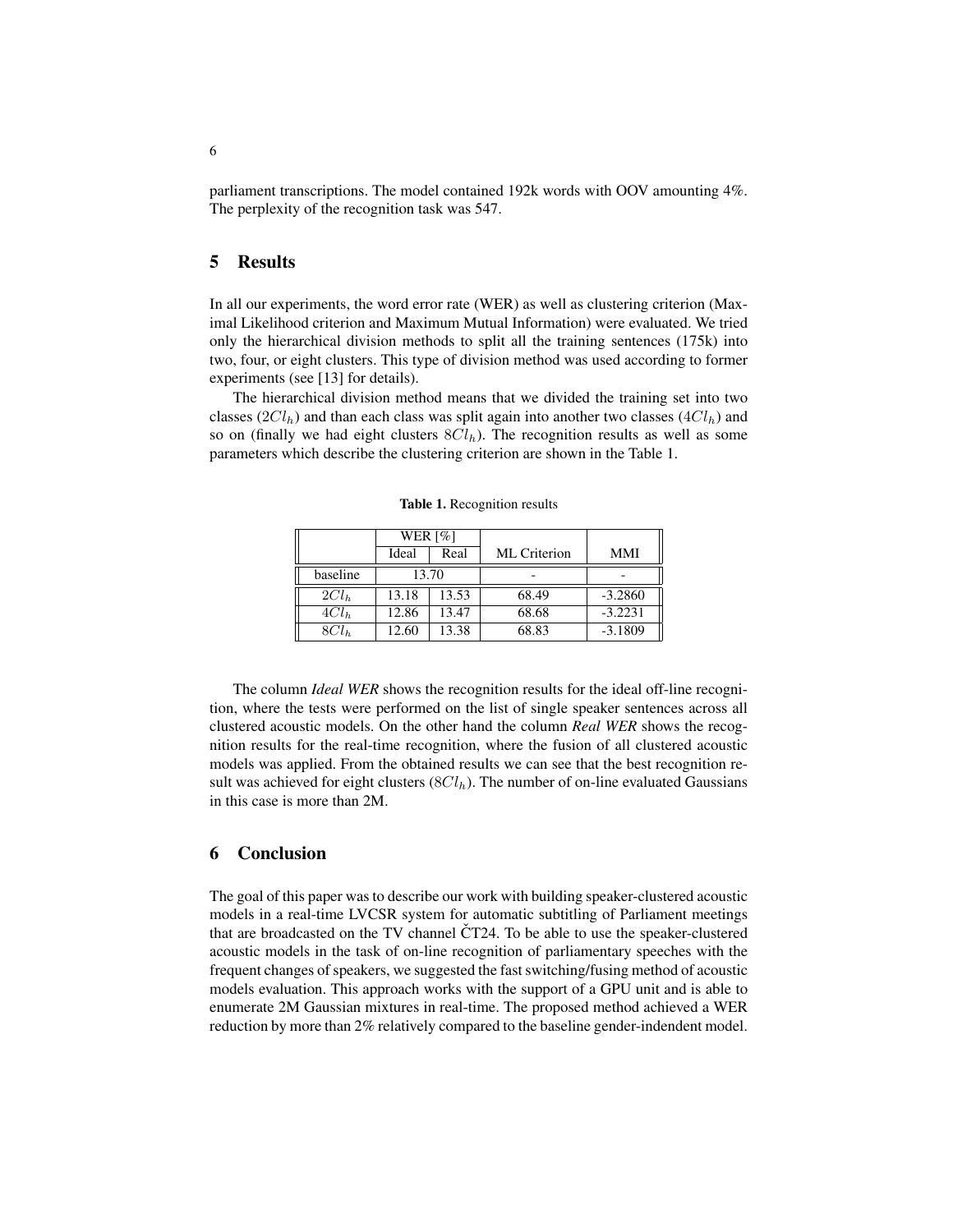parliament transcriptions. The model contained 192k words with OOV amounting 4%. The perplexity of the recognition task was 547.

## 5 Results

In all our experiments, the word error rate (WER) as well as clustering criterion (Maximal Likelihood criterion and Maximum Mutual Information) were evaluated. We tried only the hierarchical division methods to split all the training sentences (175k) into two, four, or eight clusters. This type of division method was used according to former experiments (see [13] for details).

The hierarchical division method means that we divided the training set into two classes ($2Cl_h$) and than each class was split again into another two classes ($4Cl_h$) and so on (finally we had eight clusters $8Cl_h$). The recognition results as well as some parameters which describe the clustering criterion are shown in the Table 1.

**Table 1.** Recognition results

| | WER [%] | | ML Criterion | MMI |
|---|---|---|---|---|
| | Ideal | Real | | |
| baseline | 13.70 | | - | - |
| $2Cl_h$ | 13.18 | 13.53 | 68.49 | -3.2860 |
| $4Cl_h$ | 12.86 | 13.47 | 68.68 | -3.2231 |
| $8Cl_h$ | 12.60 | 13.38 | 68.83 | -3.1809 |

The column *Ideal WER* shows the recognition results for the ideal off-line recognition, where the tests were performed on the list of single speaker sentences across all clustered acoustic models. On the other hand the column *Real WER* shows the recognition results for the real-time recognition, where the fusion of all clustered acoustic models was applied. From the obtained results we can see that the best recognition result was achieved for eight clusters ($8Cl_h$). The number of on-line evaluated Gaussians in this case is more than 2M.

## 6 Conclusion

The goal of this paper was to describe our work with building speaker-clustered acoustic models in a real-time LVCSR system for automatic subtitling of Parliament meetings that are broadcasted on the TV channel ČT24. To be able to use the speaker-clustered acoustic models in the task of on-line recognition of parliamentary speeches with the frequent changes of speakers, we suggested the fast switching/fusing method of acoustic models evaluation. This approach works with the support of a GPU unit and is able to enumerate 2M Gaussian mixtures in real-time. The proposed method achieved a WER reduction by more than 2% relatively compared to the baseline gender-indendent model.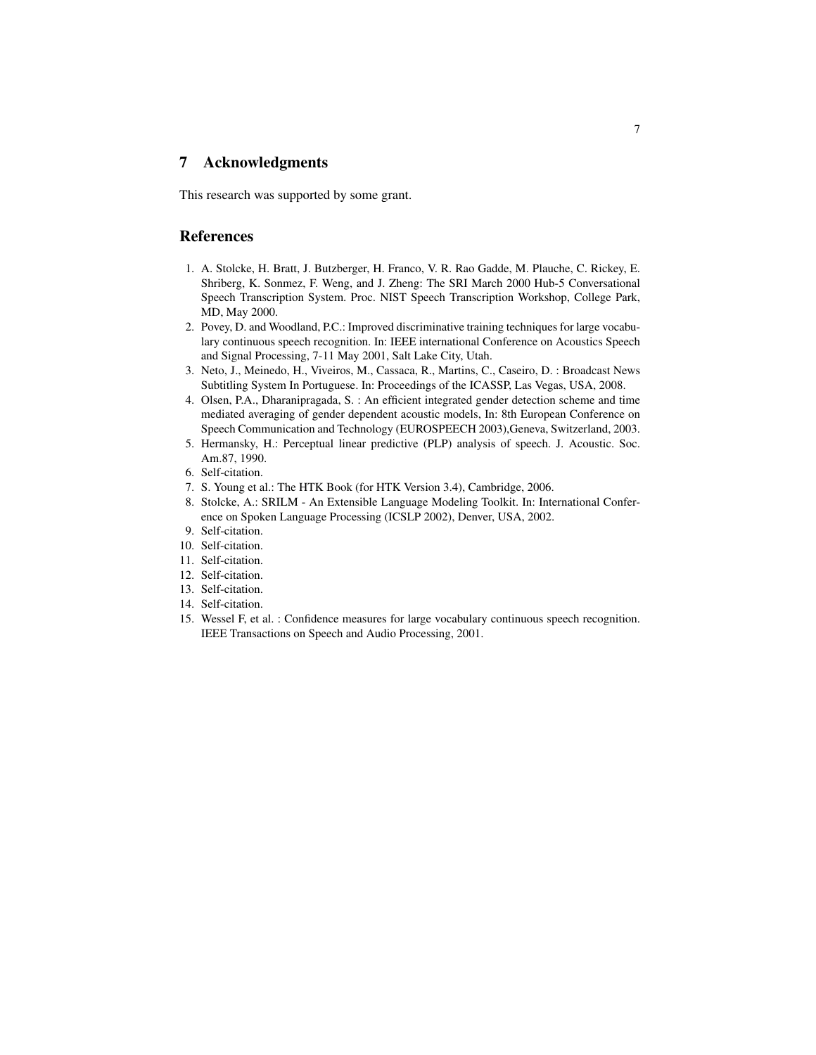## 7 Acknowledgments

This research was supported by some grant.

## References

1. A. Stolcke, H. Bratt, J. Butzberger, H. Franco, V. R. Rao Gadde, M. Plauche, C. Rickey, E. Shriberg, K. Sonmez, F. Weng, and J. Zheng: The SRI March 2000 Hub-5 Conversational Speech Transcription System. Proc. NIST Speech Transcription Workshop, College Park, MD, May 2000.
2. Povey, D. and Woodland, P.C.: Improved discriminative training techniques for large vocabulary continuous speech recognition. In: IEEE international Conference on Acoustics Speech and Signal Processing, 7-11 May 2001, Salt Lake City, Utah.
3. Neto, J., Meinedo, H., Viveiros, M., Cassaca, R., Martins, C., Caseiro, D. : Broadcast News Subtitling System In Portuguese. In: Proceedings of the ICASSP, Las Vegas, USA, 2008.
4. Olsen, P.A., Dharanipragada, S. : An efficient integrated gender detection scheme and time mediated averaging of gender dependent acoustic models, In: 8th European Conference on Speech Communication and Technology (EUROSPEECH 2003),Geneva, Switzerland, 2003.
5. Hermansky, H.: Perceptual linear predictive (PLP) analysis of speech. J. Acoustic. Soc. Am.87, 1990.
6. Self-citation.
7. S. Young et al.: The HTK Book (for HTK Version 3.4), Cambridge, 2006.
8. Stolcke, A.: SRILM - An Extensible Language Modeling Toolkit. In: International Conference on Spoken Language Processing (ICSLP 2002), Denver, USA, 2002.
9. Self-citation.
10. Self-citation.
11. Self-citation.
12. Self-citation.
13. Self-citation.
14. Self-citation.
15. Wessel F, et al. : Confidence measures for large vocabulary continuous speech recognition. IEEE Transactions on Speech and Audio Processing, 2001.